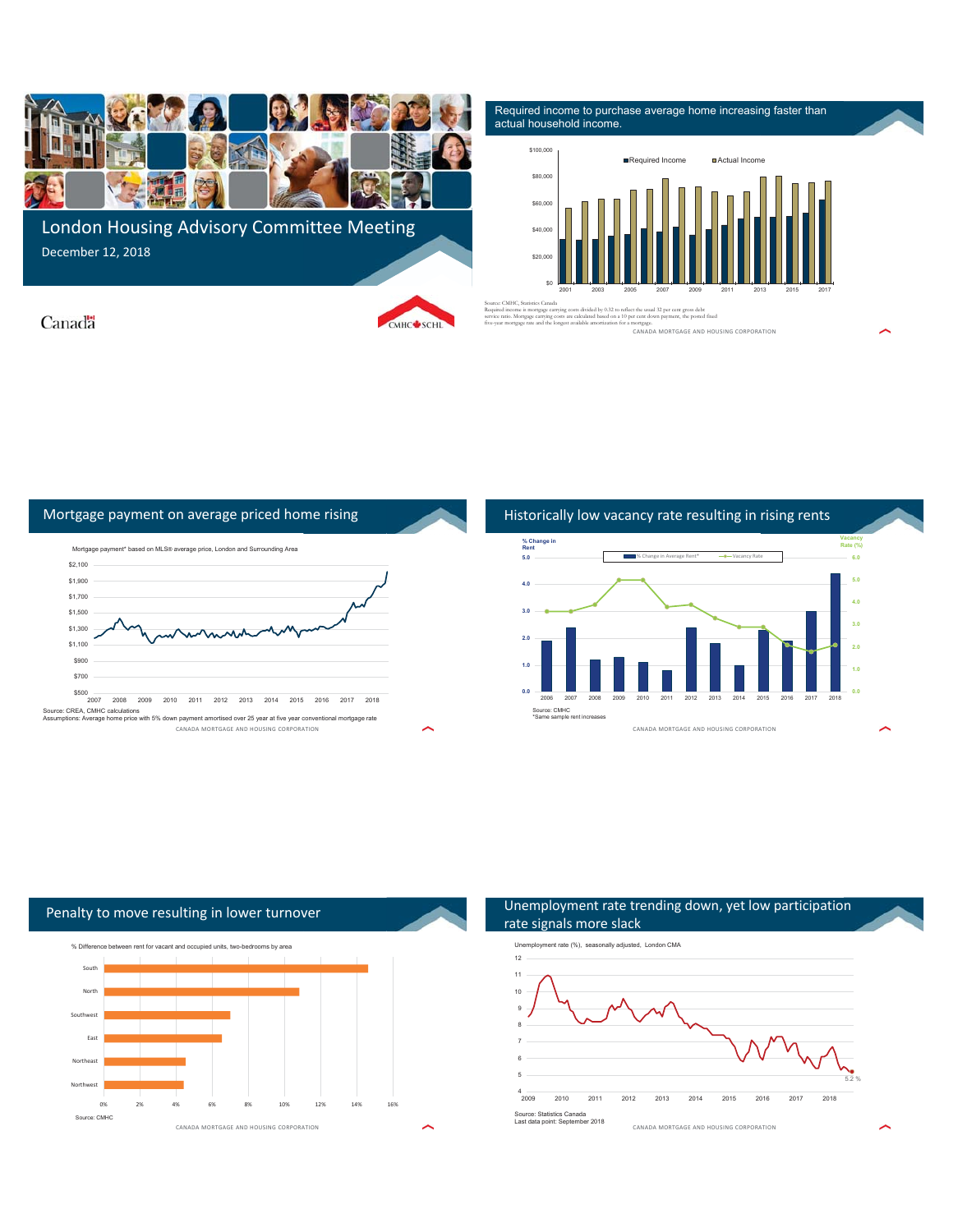# London Housing Advisory Committee Meeting

December 12, 2018

Canada

CMHC SCHL

## Required income to purchase average home increasing faster than actual household income.

Required Income | Actual Income

Source: CMHC, Statistics Canada
Required income is mortgage carrying costs divided by 0.32 to reflect the usual 32 per cent gross debt service ratio. Mortgage carrying costs are calculated based on a 10 per cent down payment, the posted fixed five-year mortgage rate and the longest available amortization for a mortgage.

## Mortgage payment on average priced home rising

Mortgage payment* based on MLS® average price, London and Surrounding Area

Source: CREA, CMHC calculations
Assumptions: Average home price with 5% down payment amortised over 25 year at five year conventional mortgage rate

## Historically low vacancy rate resulting in rising rents

% Change in Average Rent* | Vacancy Rate

Source: CMHC
*Same sample rent increases

## Penalty to move resulting in lower turnover

% Difference between rent for vacant and occupied units, two-bedrooms by area

Source: CMHC

## Unemployment rate trending down, yet low participation rate signals more slack

Unemployment rate (%), seasonally adjusted, London CMA

5.2 %

Source: Statistics Canada
Last data point: September 2018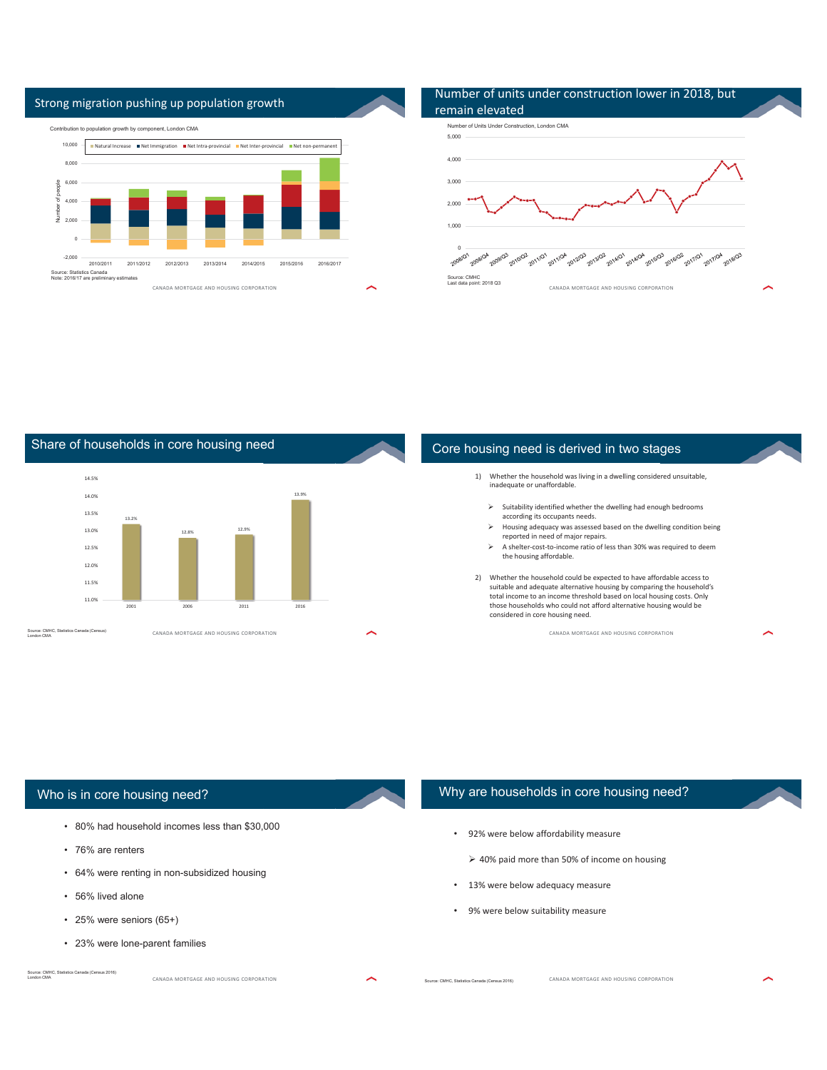## Strong migration pushing up population growth

Contribution to population growth by component, London CMA

Legend: Natural Increase, Net Immigration, Net Intra-provincial, Net Inter-provincial, Net non-permanent

Y-axis: Number of people (-2,000 to 10,000)

X-axis: 2010/2011, 2011/2012, 2012/2013, 2013/2014, 2014/2015, 2015/2016, 2016/2017

Source: Statistics Canada
Note: 2016/17 are preliminary estimates

## Number of units under construction lower in 2018, but remain elevated

Number of Units Under Construction, London CMA

Y-axis: 0 to 5,000

X-axis: 2008/Q1, 2008/Q4, 2009/Q3, 2010/Q2, 2011/Q1, 2011/Q4, 2012/Q3, 2013/Q2, 2014/Q1, 2014/Q4, 2015/Q3, 2016/Q2, 2017/Q1, 2017/Q4, 2018/Q3

Source: CMHC
Last data point: 2018 Q3

## Share of households in core housing need

| Year | Share |
|---|---|
| 2001 | 13.2% |
| 2006 | 12.8% |
| 2011 | 12.9% |
| 2016 | 13.9% |

Source: CMHC, Statistics Canada (Census)
London CMA

## Core housing need is derived in two stages

1) Whether the household was living in a dwelling considered unsuitable, inadequate or unaffordable.

   - Suitability identified whether the dwelling had enough bedrooms according its occupants needs.
   - Housing adequacy was assessed based on the dwelling condition being reported in need of major repairs.
   - A shelter-cost-to-income ratio of less than 30% was required to deem the housing affordable.

2) Whether the household could be expected to have affordable access to suitable and adequate alternative housing by comparing the household's total income to an income threshold based on local housing costs. Only those households who could not afford alternative housing would be considered in core housing need.

## Who is in core housing need?

- 80% had household incomes less than $30,000
- 76% are renters
- 64% were renting in non-subsidized housing
- 56% lived alone
- 25% were seniors (65+)
- 23% were lone-parent families

Source: CMHC, Statistics Canada (Census 2016)
London CMA

## Why are households in core housing need?

- 92% were below affordability measure
  - 40% paid more than 50% of income on housing
- 13% were below adequacy measure
- 9% were below suitability measure

Source: CMHC, Statistics Canada (Census 2016)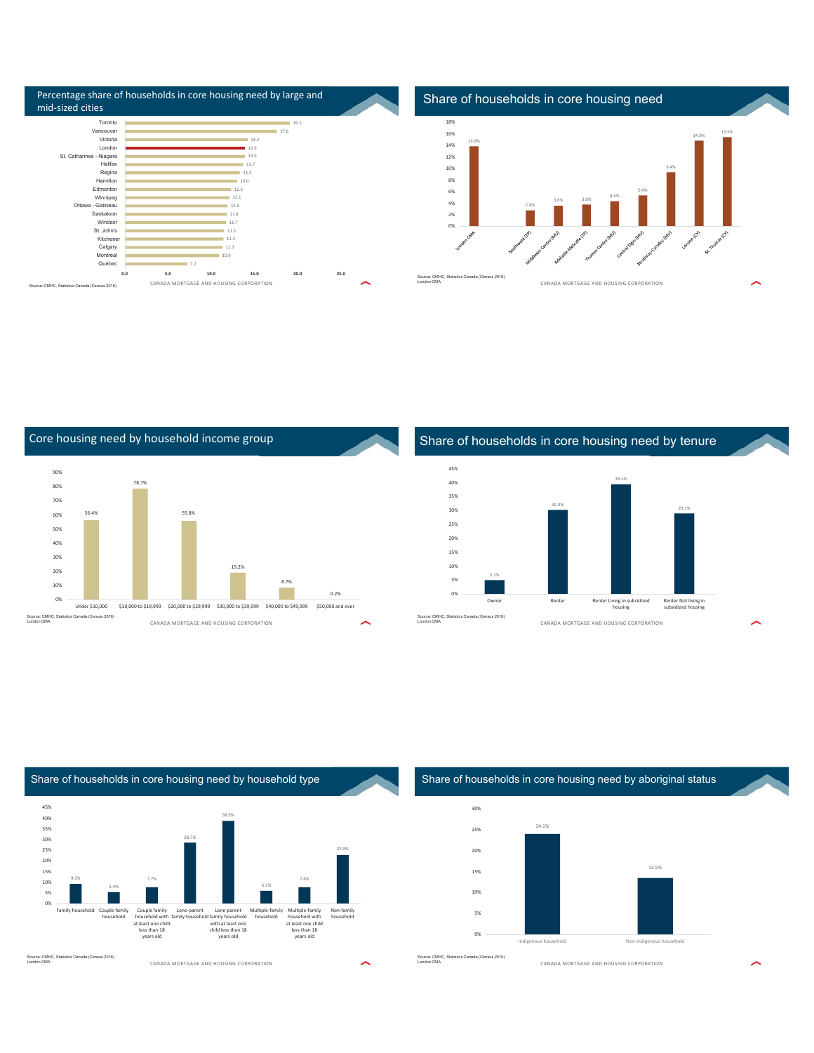## Percentage share of households in core housing need by large and mid-sized cities

| City | % |
|---|---|
| Toronto | 19.1 |
| Vancouver | 17.6 |
| Victoria | 14.2 |
| London | 13.9 |
| St. Catharines - Niagara | 13.9 |
| Halifax | 13.7 |
| Regina | 13.3 |
| Hamilton | 13.0 |
| Edmonton | 12.3 |
| Winnipeg | 12.1 |
| Ottawa - Gatineau | 11.9 |
| Saskatoon | 11.8 |
| Windsor | 11.7 |
| St. John's | 11.5 |
| Kitchener | 11.4 |
| Calgary | 11.3 |
| Montréal | 10.9 |
| Québec | 7.2 |

Source: CMHC, Statistics Canada (Census 2016)

CANADA MORTGAGE AND HOUSING CORPORATION

## Share of households in core housing need

| Area | % |
|---|---|
| London CMA | 13.9% |
| Southwold (TP) | 2.8% |
| Middlesex Centre (MU) | 3.6% |
| Adelaide-Metcalfe (TP) | 3.8% |
| Thames Centre (MU) | 4.4% |
| Central Elgin (MU) | 5.4% |
| Strathroy-Caradoc (MU) | 9.4% |
| London (CY) | 14.9% |
| St. Thomas (CY) | 15.5% |

Source: CMHC, Statistics Canada (Census 2016)
London CMA

CANADA MORTGAGE AND HOUSING CORPORATION

## Core housing need by household income group

| Income group | % |
|---|---|
| Under $10,000 | 56.4% |
| $10,000 to $19,999 | 78.7% |
| $20,000 to $29,999 | 55.8% |
| $30,000 to $39,999 | 19.2% |
| $40,000 to $49,999 | 8.7% |
| $50,000 and over | 0.2% |

Source: CMHC, Statistics Canada (Census 2016)
London CMA

CANADA MORTGAGE AND HOUSING CORPORATION

## Share of households in core housing need by tenure

| Tenure | % |
|---|---|
| Owner | 5.1% |
| Renter | 30.3% |
| Renter Living in subsidized housing | 39.5% |
| Renter Not living in subsidized housing | 29.1% |

Source: CMHC, Statistics Canada (Census 2016)
London CMA

CANADA MORTGAGE AND HOUSING CORPORATION

## Share of households in core housing need by household type

| Household type | % |
|---|---|
| Family household | 9.3% |
| Couple family household | 5.4% |
| Couple family household with at least one child less than 18 years old | 7.7% |
| Lone-parent family household | 28.7% |
| Lone-parent family household with at least one child less than 18 years old | 38.9% |
| Multiple-family household | 6.1% |
| Multiple-family household with at least one child less than 18 years old | 7.8% |
| Non-family household | 22.9% |

Source: CMHC, Statistics Canada (Census 2016)
London CMA

CANADA MORTGAGE AND HOUSING CORPORATION

## Share of households in core housing need by aboriginal status

| Aboriginal status | % |
|---|---|
| Indigenous household | 24.1% |
| Non-indigenous household | 13.5% |

Source: CMHC, Statistics Canada (Census 2016)
London CMA

CANADA MORTGAGE AND HOUSING CORPORATION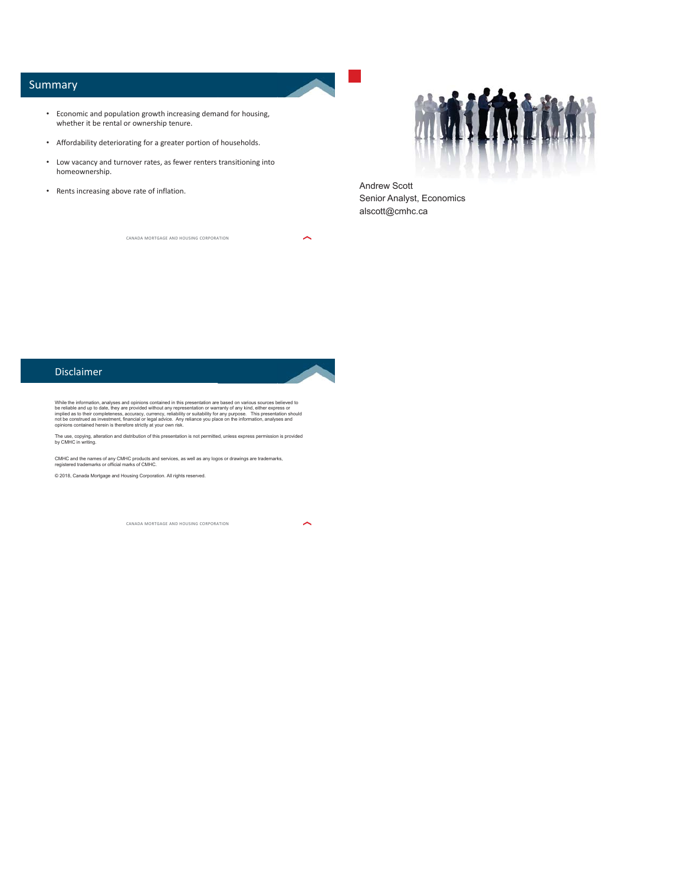## Summary

- Economic and population growth increasing demand for housing, whether it be rental or ownership tenure.
- Affordability deteriorating for a greater portion of households.
- Low vacancy and turnover rates, as fewer renters transitioning into homeownership.
- Rents increasing above rate of inflation.

Andrew Scott
Senior Analyst, Economics
alscott@cmhc.ca

## Disclaimer

While the information, analyses and opinions contained in this presentation are based on various sources believed to be reliable and up to date, they are provided without any representation or warranty of any kind, either express or implied as to their completeness, accuracy, currency, reliability or suitability for any purpose. This presentation should not be construed as investment, financial or legal advice. Any reliance you place on the information, analyses and opinions contained herein is therefore strictly at your own risk.

The use, copying, alteration and distribution of this presentation is not permitted, unless express permission is provided by CMHC in writing.

CMHC and the names of any CMHC products and services, as well as any logos or drawings are trademarks, registered trademarks or official marks of CMHC.

© 2018, Canada Mortgage and Housing Corporation. All rights reserved.